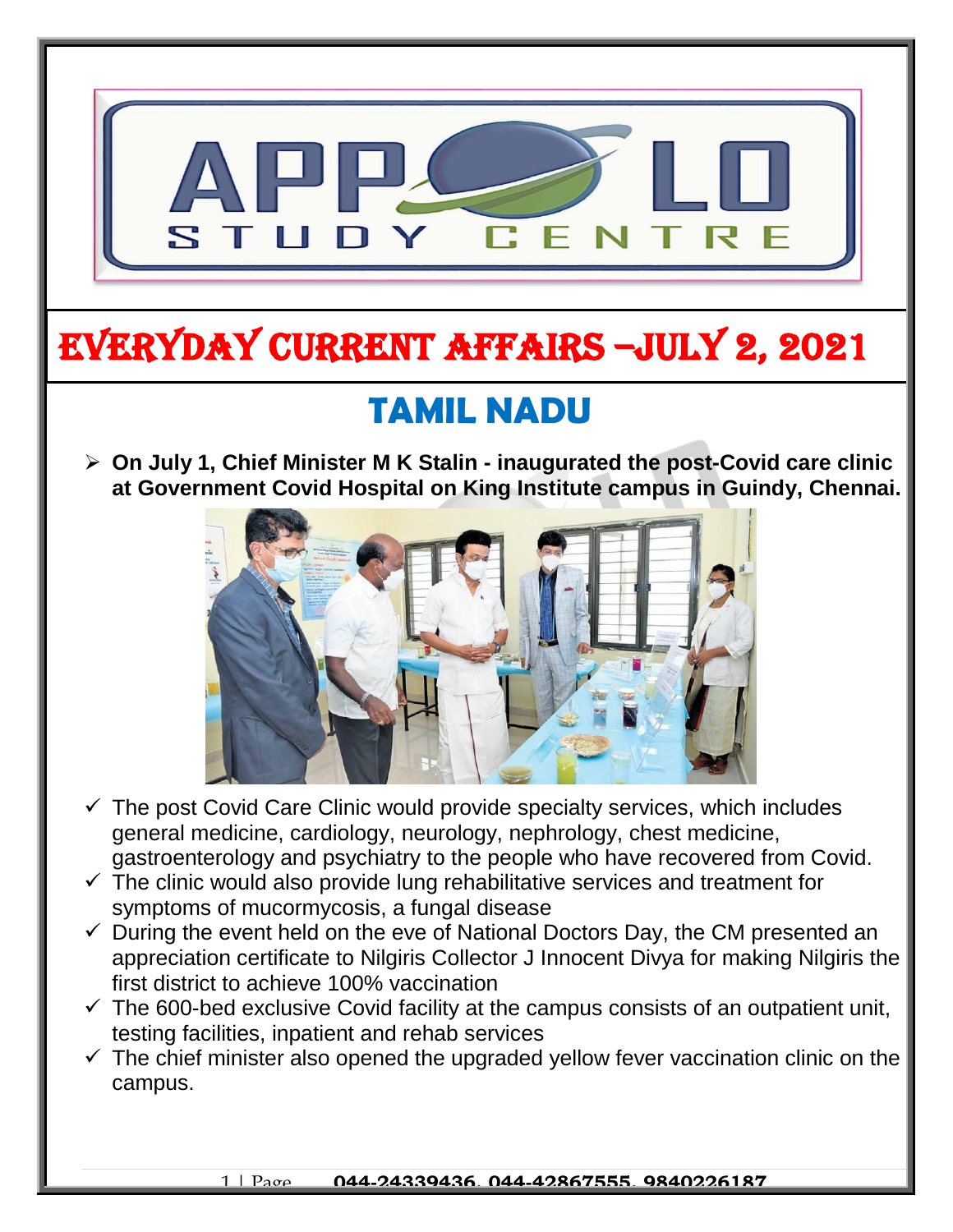# EVERYDAY CURRENT AFFAIRS –JULY 2, 2021

## TAMIL NADU

- **On July 1, Chief Minister M K Stalin - inaugurated the post-Covid care clinic at Government Covid Hospital on King Institute campus in Guindy, Chennai.**

  - ✓ The post Covid Care Clinic would provide specialty services, which includes general medicine, cardiology, neurology, nephrology, chest medicine, gastroenterology and psychiatry to the people who have recovered from Covid.
  - ✓ The clinic would also provide lung rehabilitative services and treatment for symptoms of mucormycosis, a fungal disease
  - ✓ During the event held on the eve of National Doctors Day, the CM presented an appreciation certificate to Nilgiris Collector J Innocent Divya for making Nilgiris the first district to achieve 100% vaccination
  - ✓ The 600-bed exclusive Covid facility at the campus consists of an outpatient unit, testing facilities, inpatient and rehab services
  - ✓ The chief minister also opened the upgraded yellow fever vaccination clinic on the campus.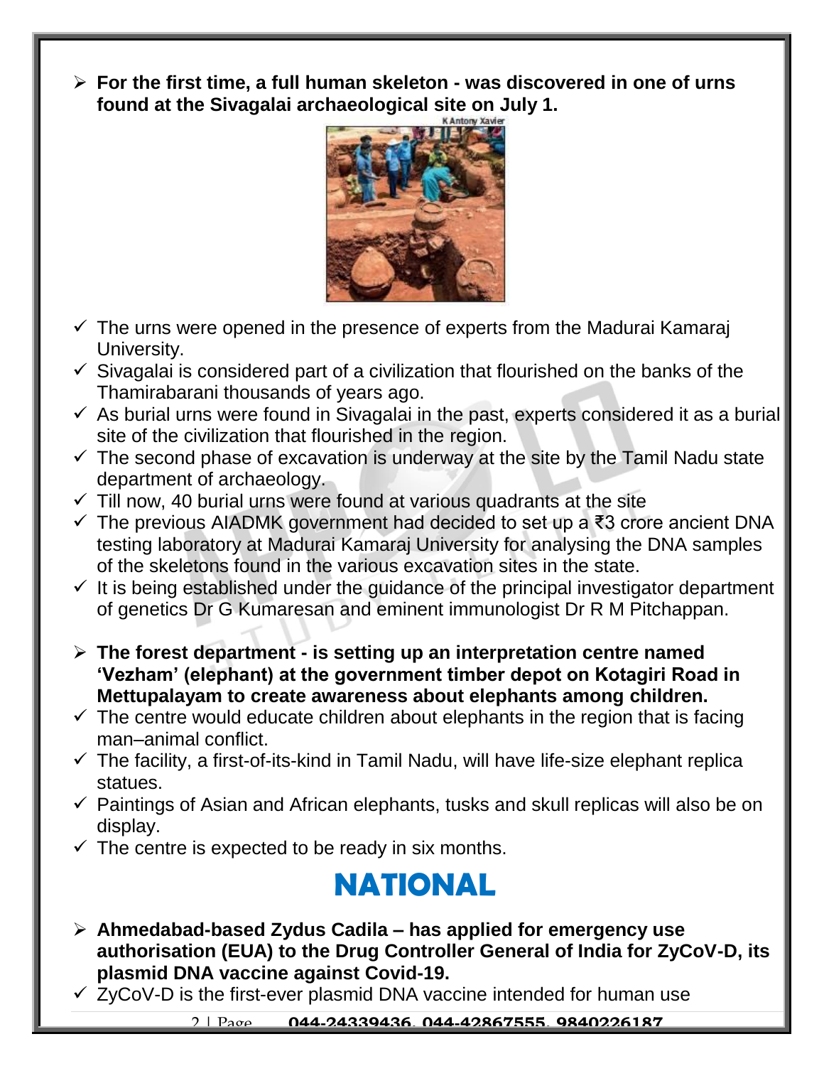- **For the first time, a full human skeleton - was discovered in one of urns found at the Sivagalai archaeological site on July 1.**

K Antony Xavier

- ✓ The urns were opened in the presence of experts from the Madurai Kamaraj University.
- ✓ Sivagalai is considered part of a civilization that flourished on the banks of the Thamirabarani thousands of years ago.
- ✓ As burial urns were found in Sivagalai in the past, experts considered it as a burial site of the civilization that flourished in the region.
- ✓ The second phase of excavation is underway at the site by the Tamil Nadu state department of archaeology.
- ✓ Till now, 40 burial urns were found at various quadrants at the site
- ✓ The previous AIADMK government had decided to set up a ₹3 crore ancient DNA testing laboratory at Madurai Kamaraj University for analysing the DNA samples of the skeletons found in the various excavation sites in the state.
- ✓ It is being established under the guidance of the principal investigator department of genetics Dr G Kumaresan and eminent immunologist Dr R M Pitchappan.

- **The forest department - is setting up an interpretation centre named 'Vezham' (elephant) at the government timber depot on Kotagiri Road in Mettupalayam to create awareness about elephants among children.**
- ✓ The centre would educate children about elephants in the region that is facing man–animal conflict.
- ✓ The facility, a first-of-its-kind in Tamil Nadu, will have life-size elephant replica statues.
- ✓ Paintings of Asian and African elephants, tusks and skull replicas will also be on display.
- ✓ The centre is expected to be ready in six months.

# NATIONAL

- **Ahmedabad-based Zydus Cadila – has applied for emergency use authorisation (EUA) to the Drug Controller General of India for ZyCoV-D, its plasmid DNA vaccine against Covid-19.**
- ✓ ZyCoV-D is the first-ever plasmid DNA vaccine intended for human use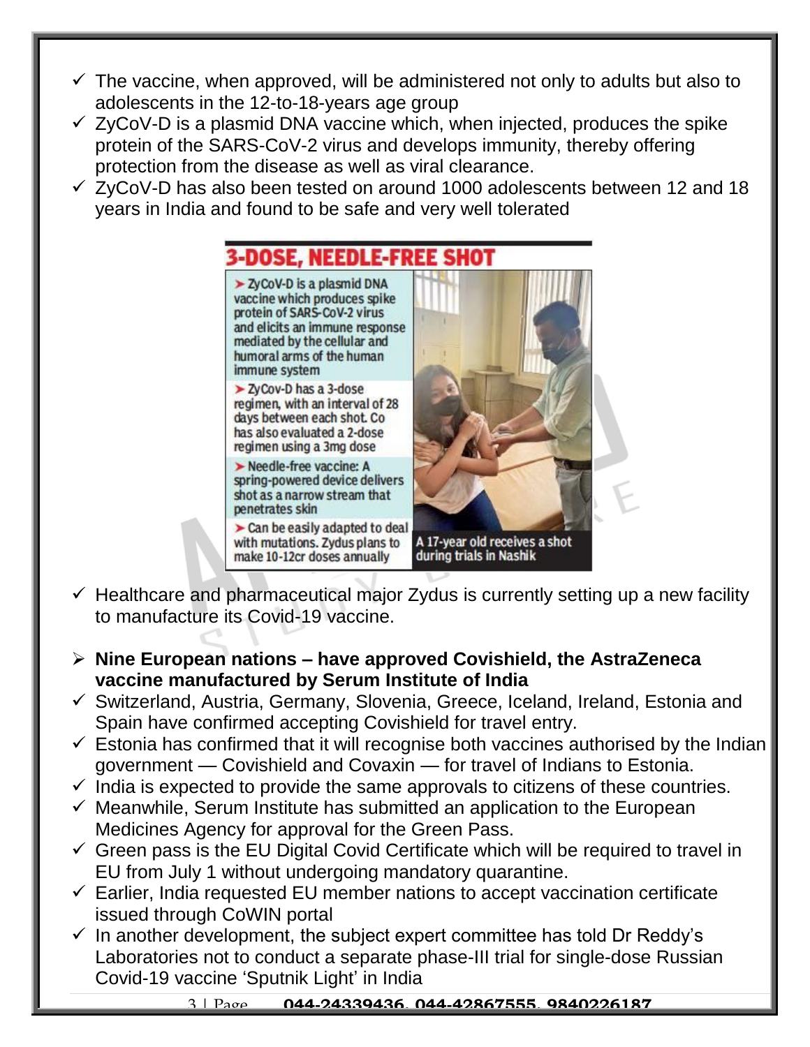- ✓ The vaccine, when approved, will be administered not only to adults but also to adolescents in the 12-to-18-years age group
- ✓ ZyCoV-D is a plasmid DNA vaccine which, when injected, produces the spike protein of the SARS-CoV-2 virus and develops immunity, thereby offering protection from the disease as well as viral clearance.
- ✓ ZyCoV-D has also been tested on around 1000 adolescents between 12 and 18 years in India and found to be safe and very well tolerated

**3-DOSE, NEEDLE-FREE SHOT**

- ZyCoV-D is a plasmid DNA vaccine which produces spike protein of SARS-CoV-2 virus and elicits an immune response mediated by the cellular and humoral arms of the human immune system
- ZyCov-D has a 3-dose regimen, with an interval of 28 days between each shot. Co has also evaluated a 2-dose regimen using a 3mg dose
- Needle-free vaccine: A spring-powered device delivers shot as a narrow stream that penetrates skin
- Can be easily adapted to deal with mutations. Zydus plans to make 10-12cr doses annually

A 17-year old receives a shot during trials in Nashik

- ✓ Healthcare and pharmaceutical major Zydus is currently setting up a new facility to manufacture its Covid-19 vaccine.

## **Nine European nations – have approved Covishield, the AstraZeneca vaccine manufactured by Serum Institute of India**

- ✓ Switzerland, Austria, Germany, Slovenia, Greece, Iceland, Ireland, Estonia and Spain have confirmed accepting Covishield for travel entry.
- ✓ Estonia has confirmed that it will recognise both vaccines authorised by the Indian government — Covishield and Covaxin — for travel of Indians to Estonia.
- ✓ India is expected to provide the same approvals to citizens of these countries.
- ✓ Meanwhile, Serum Institute has submitted an application to the European Medicines Agency for approval for the Green Pass.
- ✓ Green pass is the EU Digital Covid Certificate which will be required to travel in EU from July 1 without undergoing mandatory quarantine.
- ✓ Earlier, India requested EU member nations to accept vaccination certificate issued through CoWIN portal
- ✓ In another development, the subject expert committee has told Dr Reddy's Laboratories not to conduct a separate phase-III trial for single-dose Russian Covid-19 vaccine 'Sputnik Light' in India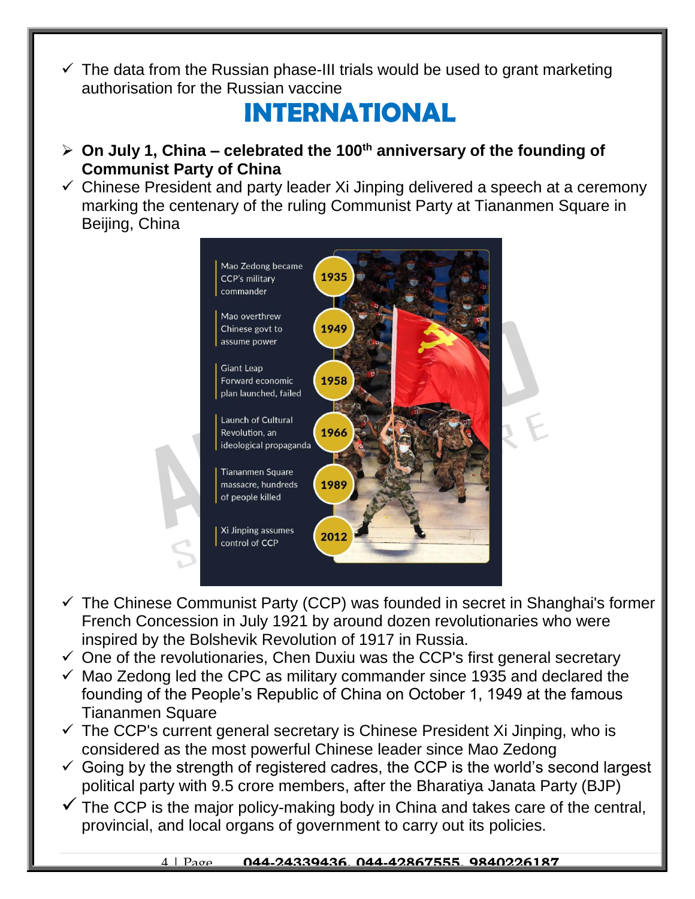- ✓ The data from the Russian phase-III trials would be used to grant marketing authorisation for the Russian vaccine

# INTERNATIONAL

- ➢ **On July 1, China – celebrated the 100th anniversary of the founding of Communist Party of China**
- ✓ Chinese President and party leader Xi Jinping delivered a speech at a ceremony marking the centenary of the ruling Communist Party at Tiananmen Square in Beijing, China

| Event | Year |
| --- | --- |
| Mao Zedong became CCP's military commander | 1935 |
| Mao overthrew Chinese govt to assume power | 1949 |
| Giant Leap Forward economic plan launched, failed | 1958 |
| Launch of Cultural Revolution, an ideological propaganda | 1966 |
| Tiananmen Square massacre, hundreds of people killed | 1989 |
| Xi Jinping assumes control of CCP | 2012 |

- ✓ The Chinese Communist Party (CCP) was founded in secret in Shanghai's former French Concession in July 1921 by around dozen revolutionaries who were inspired by the Bolshevik Revolution of 1917 in Russia.
- ✓ One of the revolutionaries, Chen Duxiu was the CCP's first general secretary
- ✓ Mao Zedong led the CPC as military commander since 1935 and declared the founding of the People's Republic of China on October 1, 1949 at the famous Tiananmen Square
- ✓ The CCP's current general secretary is Chinese President Xi Jinping, who is considered as the most powerful Chinese leader since Mao Zedong
- ✓ Going by the strength of registered cadres, the CCP is the world's second largest political party with 9.5 crore members, after the Bharatiya Janata Party (BJP)
- ✓ The CCP is the major policy-making body in China and takes care of the central, provincial, and local organs of government to carry out its policies.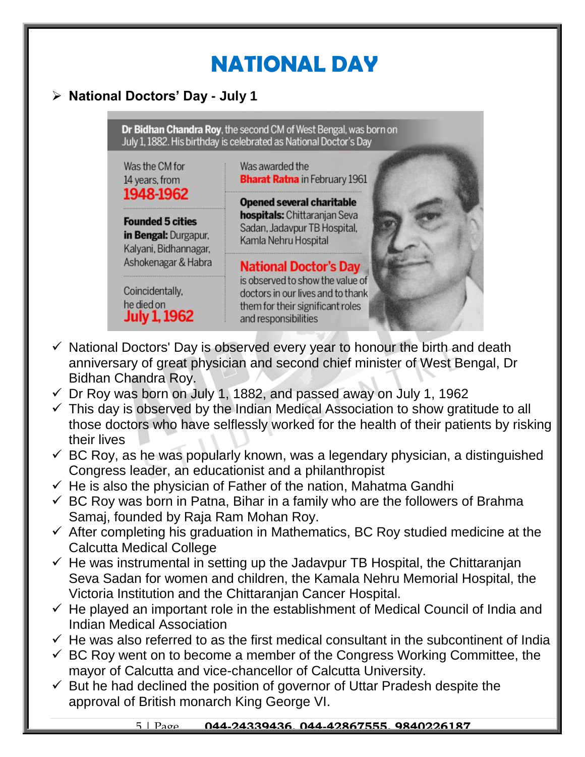# NATIONAL DAY

- **National Doctors' Day - July 1**

**Dr Bidhan Chandra Roy**, the second CM of West Bengal, was born on July 1, 1882. His birthday is celebrated as National Doctor's Day

Was the CM for 14 years, from **1948-1962**

**Founded 5 cities in Bengal:** Durgapur, Kalyani, Bidhannagar, Ashokenagar & Habra

Coincidentally, he died on **July 1, 1962**

Was awarded the **Bharat Ratna** in February 1961

**Opened several charitable hospitals:** Chittaranjan Seva Sadan, Jadavpur TB Hospital, Kamla Nehru Hospital

**National Doctor's Day** is observed to show the value of doctors in our lives and to thank them for their significant roles and responsibilities

- ✓ National Doctors' Day is observed every year to honour the birth and death anniversary of great physician and second chief minister of West Bengal, Dr Bidhan Chandra Roy.
- ✓ Dr Roy was born on July 1, 1882, and passed away on July 1, 1962
- ✓ This day is observed by the Indian Medical Association to show gratitude to all those doctors who have selflessly worked for the health of their patients by risking their lives
- ✓ BC Roy, as he was popularly known, was a legendary physician, a distinguished Congress leader, an educationist and a philanthropist
- ✓ He is also the physician of Father of the nation, Mahatma Gandhi
- ✓ BC Roy was born in Patna, Bihar in a family who are the followers of Brahma Samaj, founded by Raja Ram Mohan Roy.
- ✓ After completing his graduation in Mathematics, BC Roy studied medicine at the Calcutta Medical College
- ✓ He was instrumental in setting up the Jadavpur TB Hospital, the Chittaranjan Seva Sadan for women and children, the Kamala Nehru Memorial Hospital, the Victoria Institution and the Chittaranjan Cancer Hospital.
- ✓ He played an important role in the establishment of Medical Council of India and Indian Medical Association
- ✓ He was also referred to as the first medical consultant in the subcontinent of India
- ✓ BC Roy went on to become a member of the Congress Working Committee, the mayor of Calcutta and vice-chancellor of Calcutta University.
- ✓ But he had declined the position of governor of Uttar Pradesh despite the approval of British monarch King George VI.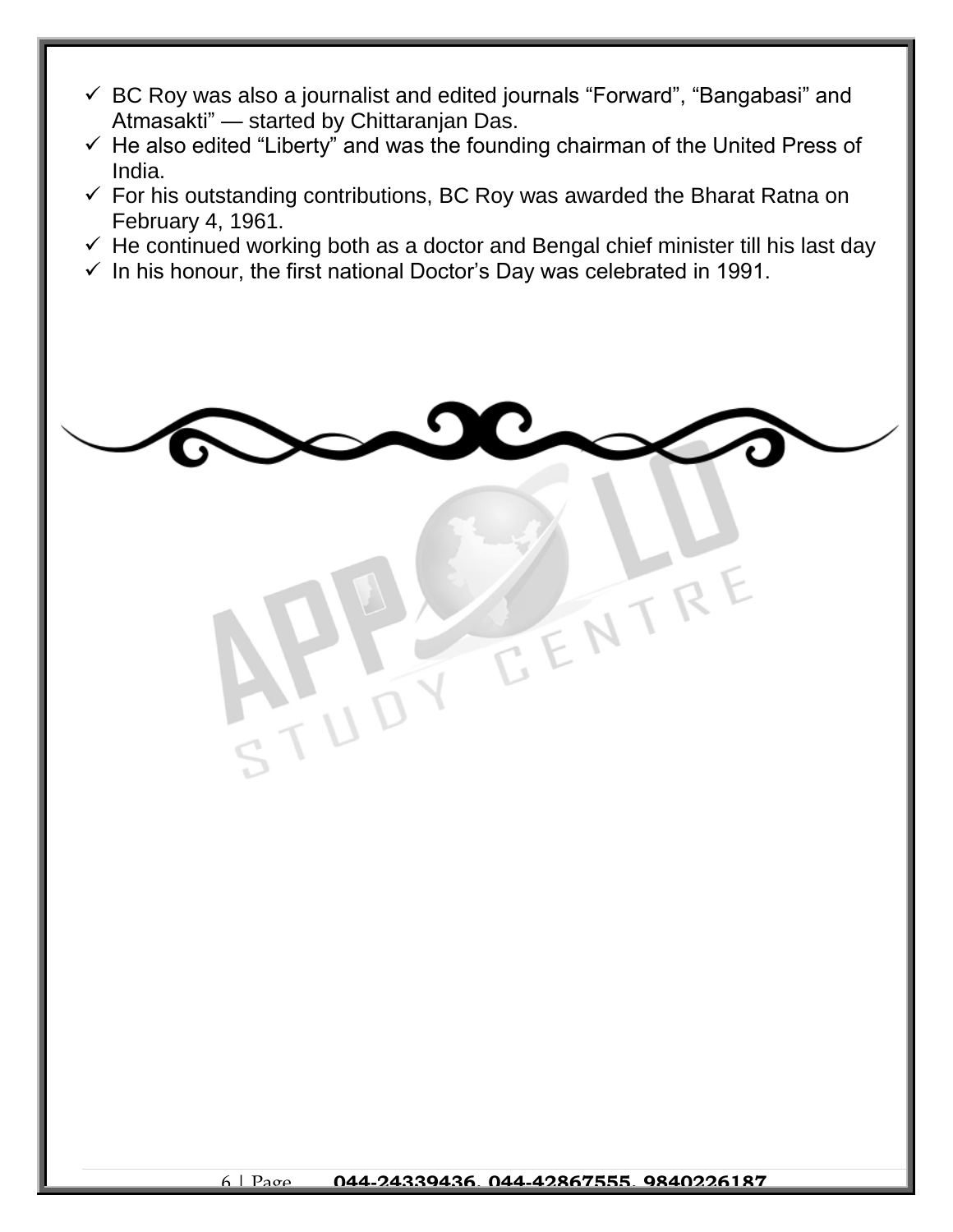- ✓ BC Roy was also a journalist and edited journals “Forward”, “Bangabasi” and Atmasakti” — started by Chittaranjan Das.
- ✓ He also edited “Liberty” and was the founding chairman of the United Press of India.
- ✓ For his outstanding contributions, BC Roy was awarded the Bharat Ratna on February 4, 1961.
- ✓ He continued working both as a doctor and Bengal chief minister till his last day
- ✓ In his honour, the first national Doctor’s Day was celebrated in 1991.